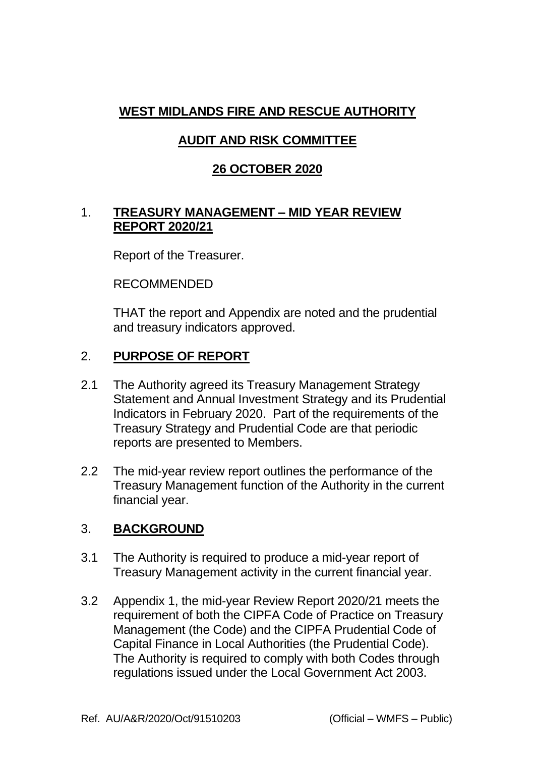# WEST MIDLANDS FIRE AND RESCUE AUTHORITY

## AUDIT AND RISK COMMITTEE

## 26 OCTOBER 2020

## 1. TREASURY MANAGEMENT – MID YEAR REVIEW REPORT 2020/21

Report of the Treasurer.

RECOMMENDED

THAT the report and Appendix are noted and the prudential and treasury indicators approved.

## 2. PURPOSE OF REPORT

2.1 The Authority agreed its Treasury Management Strategy Statement and Annual Investment Strategy and its Prudential Indicators in February 2020. Part of the requirements of the Treasury Strategy and Prudential Code are that periodic reports are presented to Members.

2.2 The mid-year review report outlines the performance of the Treasury Management function of the Authority in the current financial year.

## 3. BACKGROUND

3.1 The Authority is required to produce a mid-year report of Treasury Management activity in the current financial year.

3.2 Appendix 1, the mid-year Review Report 2020/21 meets the requirement of both the CIPFA Code of Practice on Treasury Management (the Code) and the CIPFA Prudential Code of Capital Finance in Local Authorities (the Prudential Code). The Authority is required to comply with both Codes through regulations issued under the Local Government Act 2003.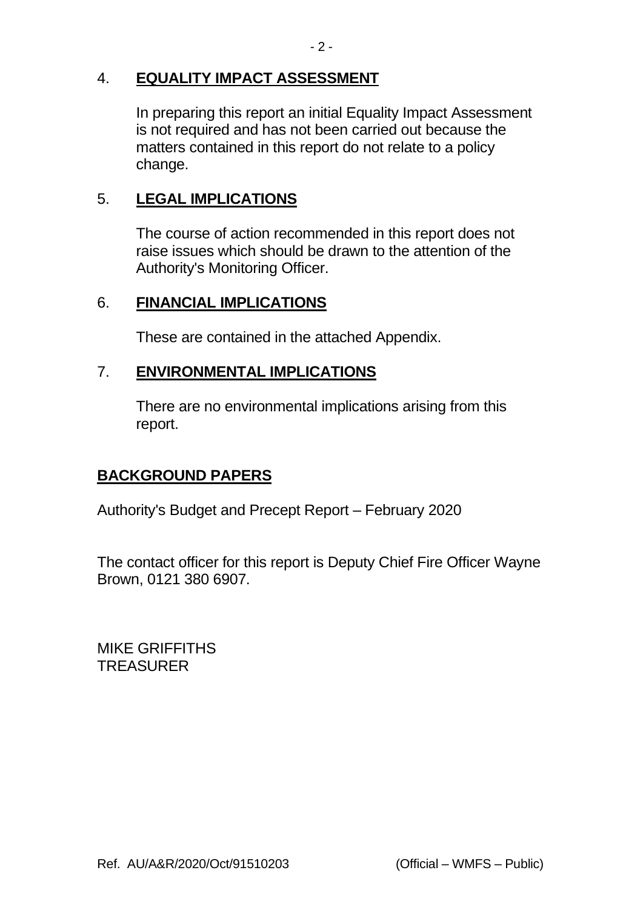## 4. **EQUALITY IMPACT ASSESSMENT**

In preparing this report an initial Equality Impact Assessment is not required and has not been carried out because the matters contained in this report do not relate to a policy change.

## 5. **LEGAL IMPLICATIONS**

The course of action recommended in this report does not raise issues which should be drawn to the attention of the Authority's Monitoring Officer.

## 6. **FINANCIAL IMPLICATIONS**

These are contained in the attached Appendix.

## 7. **ENVIRONMENTAL IMPLICATIONS**

There are no environmental implications arising from this report.

## **BACKGROUND PAPERS**

Authority's Budget and Precept Report – February 2020

The contact officer for this report is Deputy Chief Fire Officer Wayne Brown, 0121 380 6907.

MIKE GRIFFITHS
TREASURER